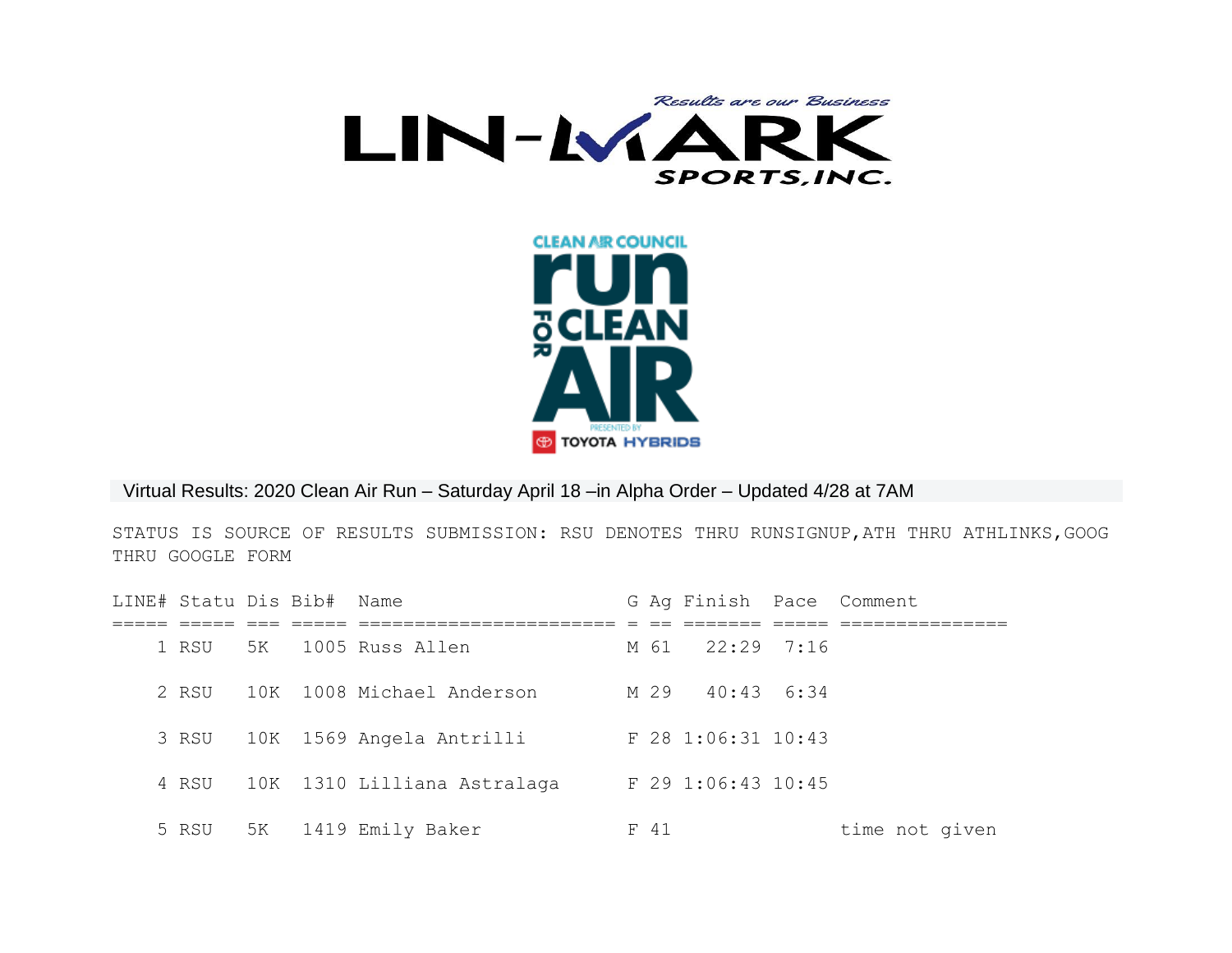Virtual Results: 2020 Clean Air Run – Saturday April 18 –in Alpha Order – Updated 4/28 at 7AM

STATUS IS SOURCE OF RESULTS SUBMISSION: RSU DENOTES THRU RUNSIGNUP,ATH THRU ATHLINKS,GOOG THRU GOOGLE FORM

| LINE# | Statu | Dis | Bib# | Name | G | Ag | Finish | Pace | Comment |
|---|---|---|---|---|---|---|---|---|---|
| 1 | RSU | 5K | 1005 | Russ Allen | M | 61 | 22:29 | 7:16 | |
| 2 | RSU | 10K | 1008 | Michael Anderson | M | 29 | 40:43 | 6:34 | |
| 3 | RSU | 10K | 1569 | Angela Antrilli | F | 28 | 1:06:31 | 10:43 | |
| 4 | RSU | 10K | 1310 | Lilliana Astralaga | F | 29 | 1:06:43 | 10:45 | |
| 5 | RSU | 5K | 1419 | Emily Baker | F | 41 | | | time not given |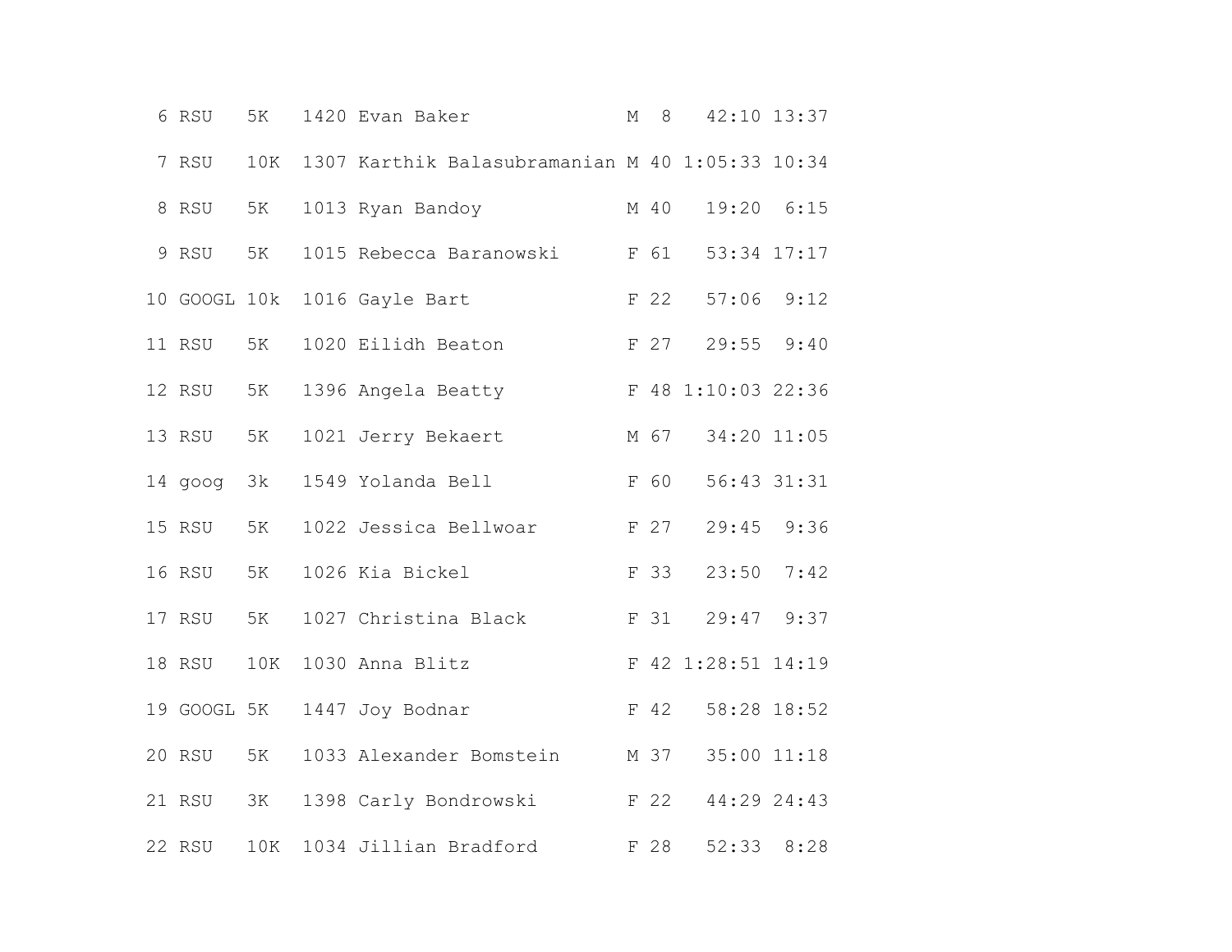```
 6 RSU   5K   1420 Evan Baker              M  8   42:10 13:37
 7 RSU   10K  1307 Karthik Balasubramanian M 40 1:05:33 10:34
 8 RSU   5K   1013 Ryan Bandoy             M 40   19:20  6:15
 9 RSU   5K   1015 Rebecca Baranowski      F 61   53:34 17:17
10 GOOGL 10k  1016 Gayle Bart              F 22   57:06  9:12
11 RSU   5K   1020 Eilidh Beaton           F 27   29:55  9:40
12 RSU   5K   1396 Angela Beatty           F 48 1:10:03 22:36
13 RSU   5K   1021 Jerry Bekaert           M 67   34:20 11:05
14 goog  3k   1549 Yolanda Bell            F 60   56:43 31:31
15 RSU   5K   1022 Jessica Bellwoar        F 27   29:45  9:36
16 RSU   5K   1026 Kia Bickel              F 33   23:50  7:42
17 RSU   5K   1027 Christina Black         F 31   29:47  9:37
18 RSU   10K  1030 Anna Blitz              F 42 1:28:51 14:19
19 GOOGL 5K   1447 Joy Bodnar              F 42   58:28 18:52
20 RSU   5K   1033 Alexander Bomstein      M 37   35:00 11:18
21 RSU   3K   1398 Carly Bondrowski        F 22   44:29 24:43
22 RSU   10K  1034 Jillian Bradford        F 28   52:33  8:28
```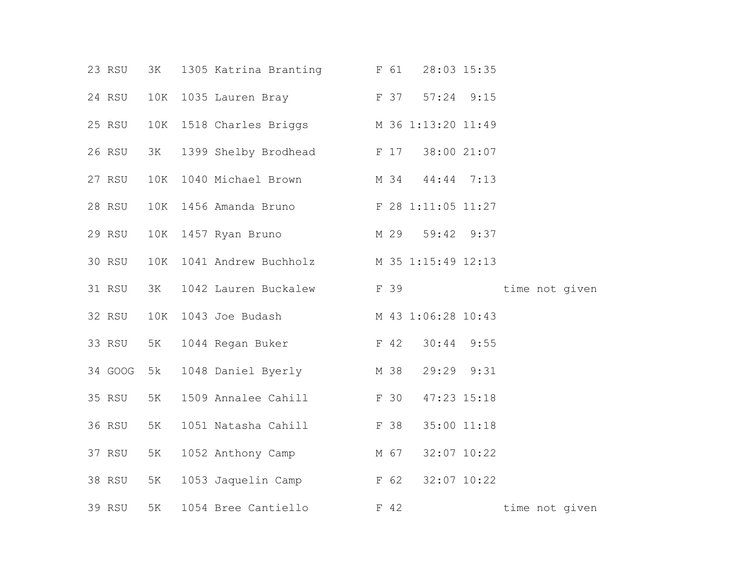```
23 RSU   3K   1305 Katrina Branting        F 61   28:03 15:35
24 RSU   10K  1035 Lauren Bray             F 37   57:24  9:15
25 RSU   10K  1518 Charles Briggs          M 36 1:13:20 11:49
26 RSU   3K   1399 Shelby Brodhead         F 17   38:00 21:07
27 RSU   10K  1040 Michael Brown           M 34   44:44  7:13
28 RSU   10K  1456 Amanda Bruno            F 28 1:11:05 11:27
29 RSU   10K  1457 Ryan Bruno              M 29   59:42  9:37
30 RSU   10K  1041 Andrew Buchholz         M 35 1:15:49 12:13
31 RSU   3K   1042 Lauren Buckalew         F 39               time not given
32 RSU   10K  1043 Joe Budash              M 43 1:06:28 10:43
33 RSU   5K   1044 Regan Buker             F 42   30:44  9:55
34 GOOG  5k   1048 Daniel Byerly           M 38   29:29  9:31
35 RSU   5K   1509 Annalee Cahill          F 30   47:23 15:18
36 RSU   5K   1051 Natasha Cahill          F 38   35:00 11:18
37 RSU   5K   1052 Anthony Camp            M 67   32:07 10:22
38 RSU   5K   1053 Jaquelin Camp           F 62   32:07 10:22
39 RSU   5K   1054 Bree Cantiello          F 42               time not given
```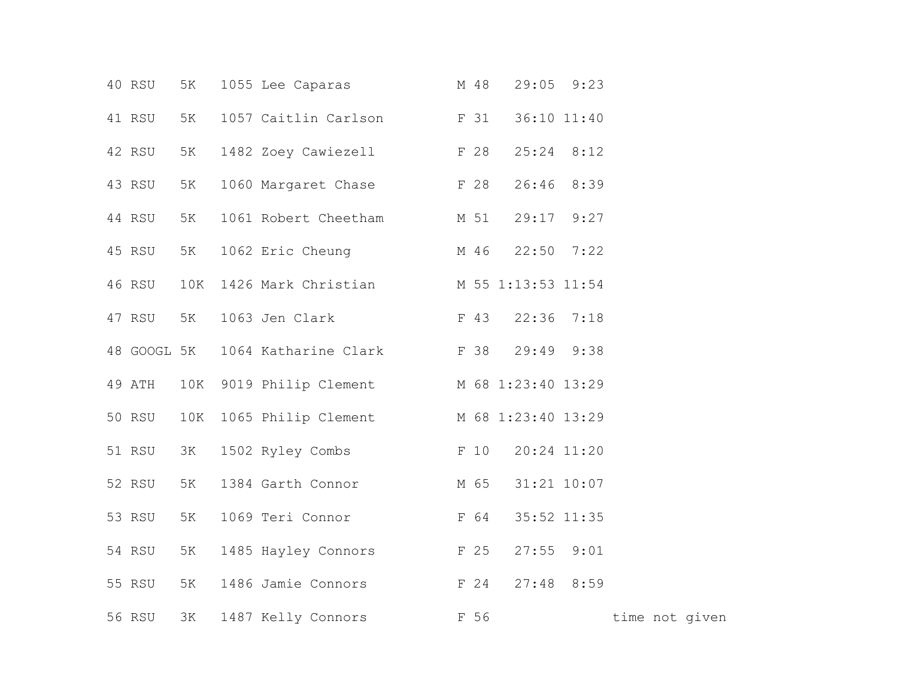```
40 RSU   5K   1055 Lee Caparas             M 48   29:05  9:23
41 RSU   5K   1057 Caitlin Carlson         F 31   36:10 11:40
42 RSU   5K   1482 Zoey Cawiezell          F 28   25:24  8:12
43 RSU   5K   1060 Margaret Chase          F 28   26:46  8:39
44 RSU   5K   1061 Robert Cheetham         M 51   29:17  9:27
45 RSU   5K   1062 Eric Cheung             M 46   22:50  7:22
46 RSU   10K  1426 Mark Christian          M 55 1:13:53 11:54
47 RSU   5K   1063 Jen Clark               F 43   22:36  7:18
48 GOOGL 5K   1064 Katharine Clark         F 38   29:49  9:38
49 ATH   10K  9019 Philip Clement          M 68 1:23:40 13:29
50 RSU   10K  1065 Philip Clement          M 68 1:23:40 13:29
51 RSU   3K   1502 Ryley Combs             F 10   20:24 11:20
52 RSU   5K   1384 Garth Connor            M 65   31:21 10:07
53 RSU   5K   1069 Teri Connor             F 64   35:52 11:35
54 RSU   5K   1485 Hayley Connors          F 25   27:55  9:01
55 RSU   5K   1486 Jamie Connors           F 24   27:48  8:59
56 RSU   3K   1487 Kelly Connors           F 56               time not given
```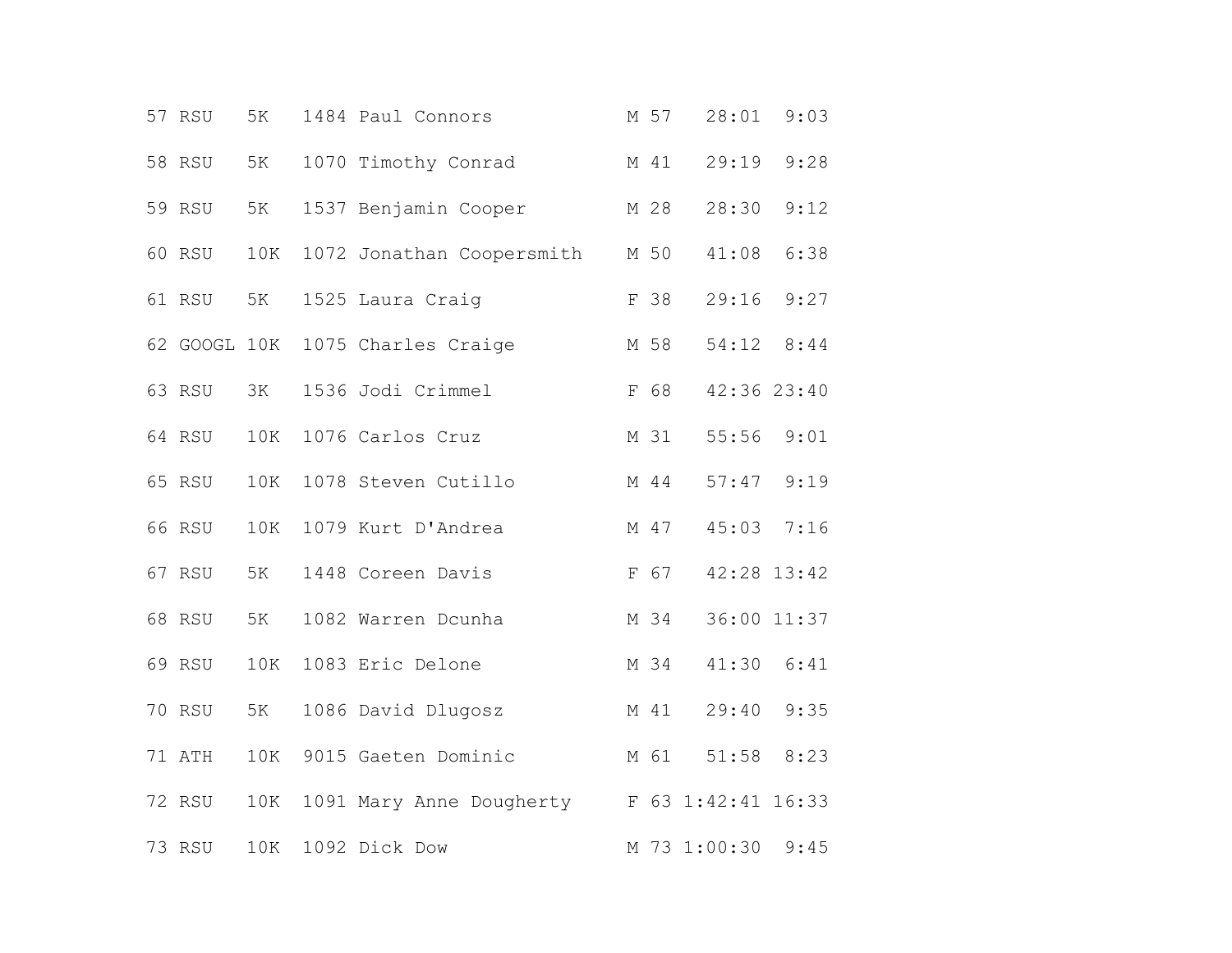```
57 RSU   5K   1484 Paul Connors            M 57   28:01  9:03
58 RSU   5K   1070 Timothy Conrad          M 41   29:19  9:28
59 RSU   5K   1537 Benjamin Cooper         M 28   28:30  9:12
60 RSU   10K  1072 Jonathan Coopersmith    M 50   41:08  6:38
61 RSU   5K   1525 Laura Craig             F 38   29:16  9:27
62 GOOGL 10K  1075 Charles Craige          M 58   54:12  8:44
63 RSU   3K   1536 Jodi Crimmel            F 68   42:36 23:40
64 RSU   10K  1076 Carlos Cruz             M 31   55:56  9:01
65 RSU   10K  1078 Steven Cutillo          M 44   57:47  9:19
66 RSU   10K  1079 Kurt D'Andrea           M 47   45:03  7:16
67 RSU   5K   1448 Coreen Davis            F 67   42:28 13:42
68 RSU   5K   1082 Warren Dcunha           M 34   36:00 11:37
69 RSU   10K  1083 Eric Delone             M 34   41:30  6:41
70 RSU   5K   1086 David Dlugosz           M 41   29:40  9:35
71 ATH   10K  9015 Gaeten Dominic          M 61   51:58  8:23
72 RSU   10K  1091 Mary Anne Dougherty     F 63 1:42:41 16:33
73 RSU   10K  1092 Dick Dow                M 73 1:00:30  9:45
```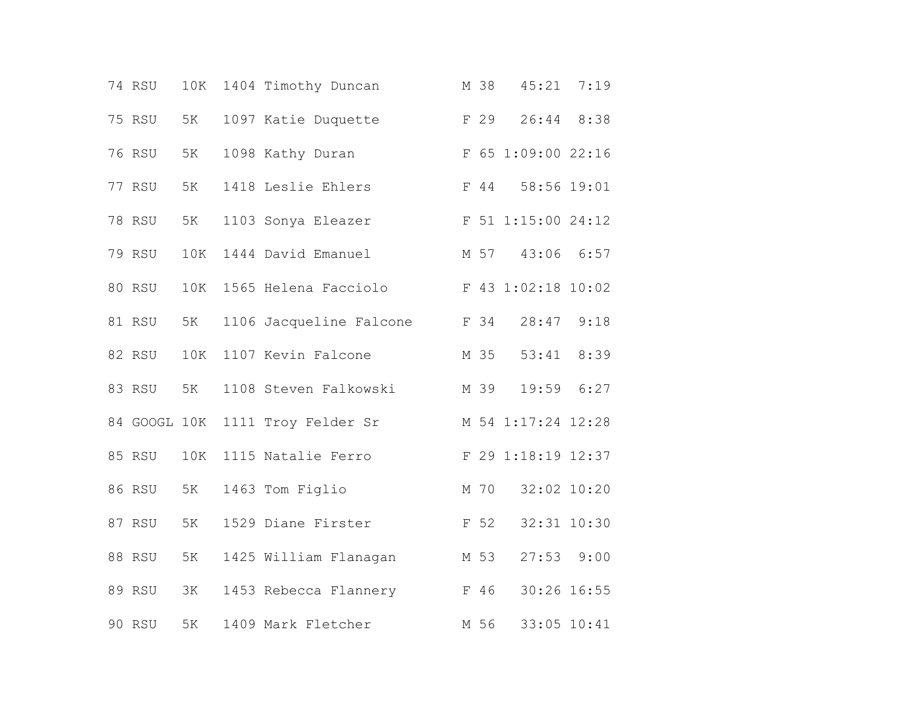```
74 RSU   10K  1404 Timothy Duncan          M 38   45:21  7:19
75 RSU   5K   1097 Katie Duquette          F 29   26:44  8:38
76 RSU   5K   1098 Kathy Duran             F 65 1:09:00 22:16
77 RSU   5K   1418 Leslie Ehlers           F 44   58:56 19:01
78 RSU   5K   1103 Sonya Eleazer           F 51 1:15:00 24:12
79 RSU   10K  1444 David Emanuel           M 57   43:06  6:57
80 RSU   10K  1565 Helena Facciolo         F 43 1:02:18 10:02
81 RSU   5K   1106 Jacqueline Falcone      F 34   28:47  9:18
82 RSU   10K  1107 Kevin Falcone           M 35   53:41  8:39
83 RSU   5K   1108 Steven Falkowski        M 39   19:59  6:27
84 GOOGL 10K  1111 Troy Felder Sr          M 54 1:17:24 12:28
85 RSU   10K  1115 Natalie Ferro           F 29 1:18:19 12:37
86 RSU   5K   1463 Tom Figlio              M 70   32:02 10:20
87 RSU   5K   1529 Diane Firster           F 52   32:31 10:30
88 RSU   5K   1425 William Flanagan        M 53   27:53  9:00
89 RSU   3K   1453 Rebecca Flannery        F 46   30:26 16:55
90 RSU   5K   1409 Mark Fletcher           M 56   33:05 10:41
```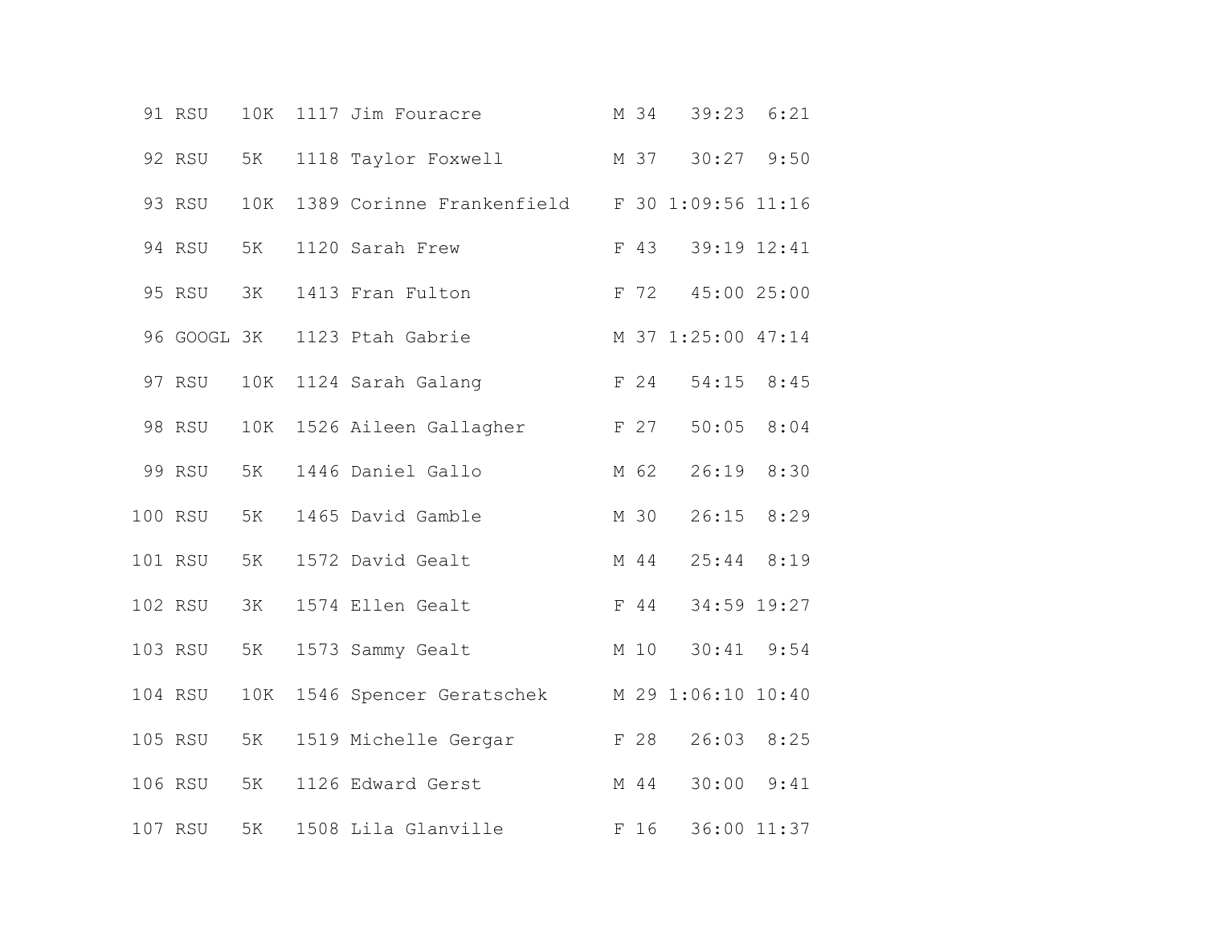| | | | | | | | | |
|---|---|---|---|---|---|---|---|---|
| 91 | RSU | 10K | 1117 | Jim Fouracre | M | 34 | 39:23 | 6:21 |
| 92 | RSU | 5K | 1118 | Taylor Foxwell | M | 37 | 30:27 | 9:50 |
| 93 | RSU | 10K | 1389 | Corinne Frankenfield | F | 30 | 1:09:56 | 11:16 |
| 94 | RSU | 5K | 1120 | Sarah Frew | F | 43 | 39:19 | 12:41 |
| 95 | RSU | 3K | 1413 | Fran Fulton | F | 72 | 45:00 | 25:00 |
| 96 | GOOGL | 3K | 1123 | Ptah Gabrie | M | 37 | 1:25:00 | 47:14 |
| 97 | RSU | 10K | 1124 | Sarah Galang | F | 24 | 54:15 | 8:45 |
| 98 | RSU | 10K | 1526 | Aileen Gallagher | F | 27 | 50:05 | 8:04 |
| 99 | RSU | 5K | 1446 | Daniel Gallo | M | 62 | 26:19 | 8:30 |
| 100 | RSU | 5K | 1465 | David Gamble | M | 30 | 26:15 | 8:29 |
| 101 | RSU | 5K | 1572 | David Gealt | M | 44 | 25:44 | 8:19 |
| 102 | RSU | 3K | 1574 | Ellen Gealt | F | 44 | 34:59 | 19:27 |
| 103 | RSU | 5K | 1573 | Sammy Gealt | M | 10 | 30:41 | 9:54 |
| 104 | RSU | 10K | 1546 | Spencer Geratschek | M | 29 | 1:06:10 | 10:40 |
| 105 | RSU | 5K | 1519 | Michelle Gergar | F | 28 | 26:03 | 8:25 |
| 106 | RSU | 5K | 1126 | Edward Gerst | M | 44 | 30:00 | 9:41 |
| 107 | RSU | 5K | 1508 | Lila Glanville | F | 16 | 36:00 | 11:37 |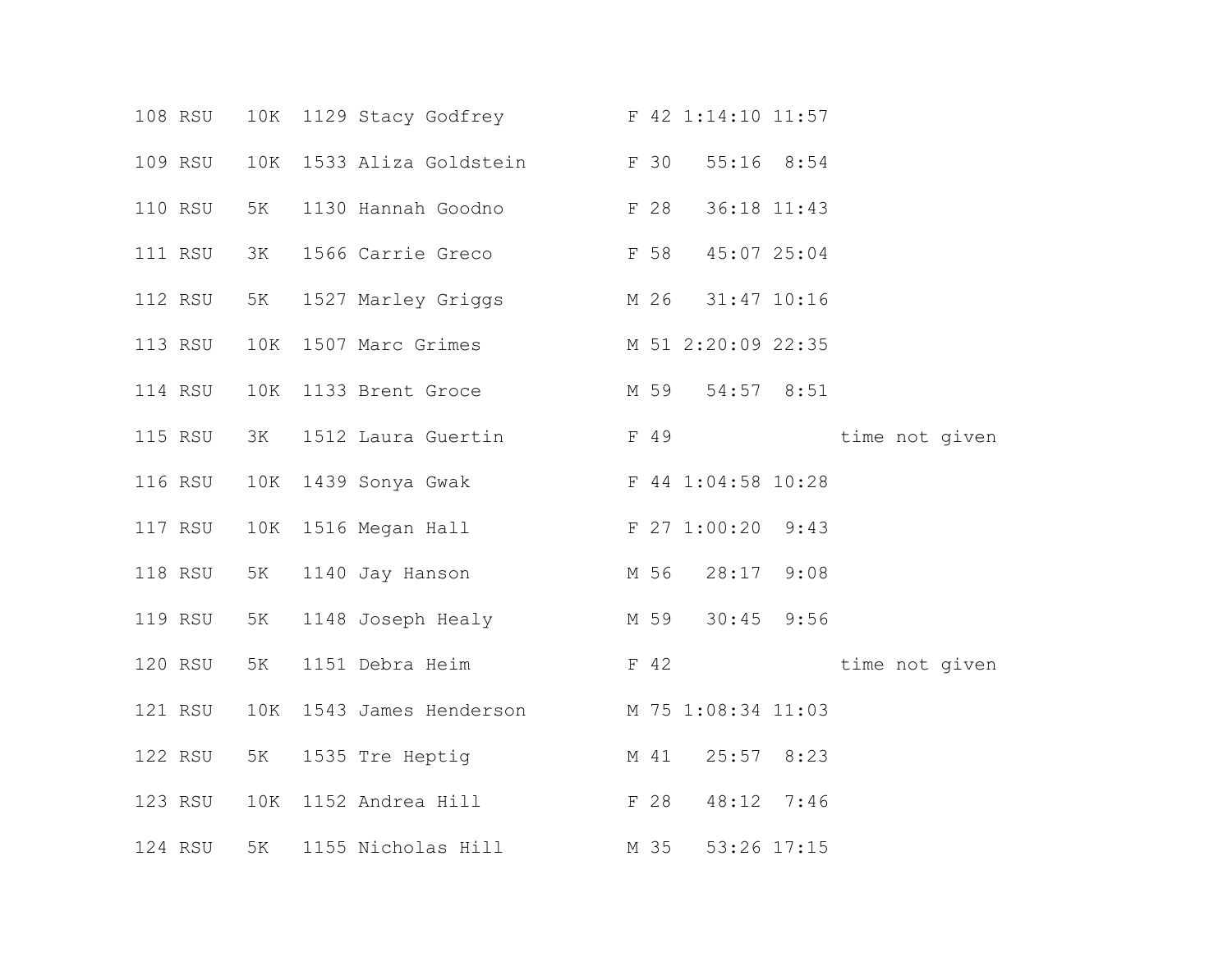```
108 RSU   10K  1129 Stacy Godfrey          F 42 1:14:10 11:57
109 RSU   10K  1533 Aliza Goldstein        F 30   55:16  8:54
110 RSU   5K   1130 Hannah Goodno          F 28   36:18 11:43
111 RSU   3K   1566 Carrie Greco           F 58   45:07 25:04
112 RSU   5K   1527 Marley Griggs          M 26   31:47 10:16
113 RSU   10K  1507 Marc Grimes            M 51 2:20:09 22:35
114 RSU   10K  1133 Brent Groce            M 59   54:57  8:51
115 RSU   3K   1512 Laura Guertin          F 49               time not given
116 RSU   10K  1439 Sonya Gwak             F 44 1:04:58 10:28
117 RSU   10K  1516 Megan Hall             F 27 1:00:20  9:43
118 RSU   5K   1140 Jay Hanson             M 56   28:17  9:08
119 RSU   5K   1148 Joseph Healy           M 59   30:45  9:56
120 RSU   5K   1151 Debra Heim             F 42               time not given
121 RSU   10K  1543 James Henderson        M 75 1:08:34 11:03
122 RSU   5K   1535 Tre Heptig             M 41   25:57  8:23
123 RSU   10K  1152 Andrea Hill            F 28   48:12  7:46
124 RSU   5K   1155 Nicholas Hill          M 35   53:26 17:15
```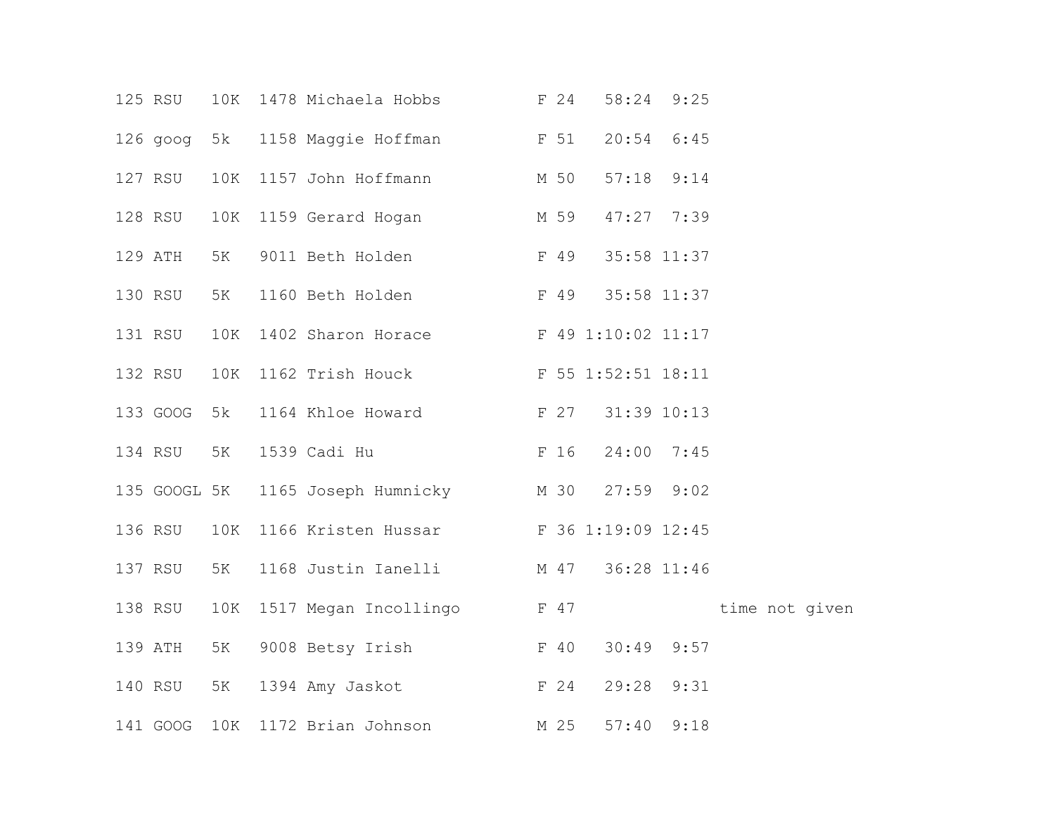```
125 RSU   10K  1478 Michaela Hobbs          F 24   58:24  9:25
126 goog  5k   1158 Maggie Hoffman          F 51   20:54  6:45
127 RSU   10K  1157 John Hoffmann           M 50   57:18  9:14
128 RSU   10K  1159 Gerard Hogan            M 59   47:27  7:39
129 ATH   5K   9011 Beth Holden             F 49   35:58 11:37
130 RSU   5K   1160 Beth Holden             F 49   35:58 11:37
131 RSU   10K  1402 Sharon Horace           F 49 1:10:02 11:17
132 RSU   10K  1162 Trish Houck             F 55 1:52:51 18:11
133 GOOG  5k   1164 Khloe Howard            F 27   31:39 10:13
134 RSU   5K   1539 Cadi Hu                 F 16   24:00  7:45
135 GOOGL 5K   1165 Joseph Humnicky         M 30   27:59  9:02
136 RSU   10K  1166 Kristen Hussar          F 36 1:19:09 12:45
137 RSU   5K   1168 Justin Ianelli          M 47   36:28 11:46
138 RSU   10K  1517 Megan Incollingo        F 47               time not given
139 ATH   5K   9008 Betsy Irish             F 40   30:49  9:57
140 RSU   5K   1394 Amy Jaskot              F 24   29:28  9:31
141 GOOG  10K  1172 Brian Johnson           M 25   57:40  9:18
```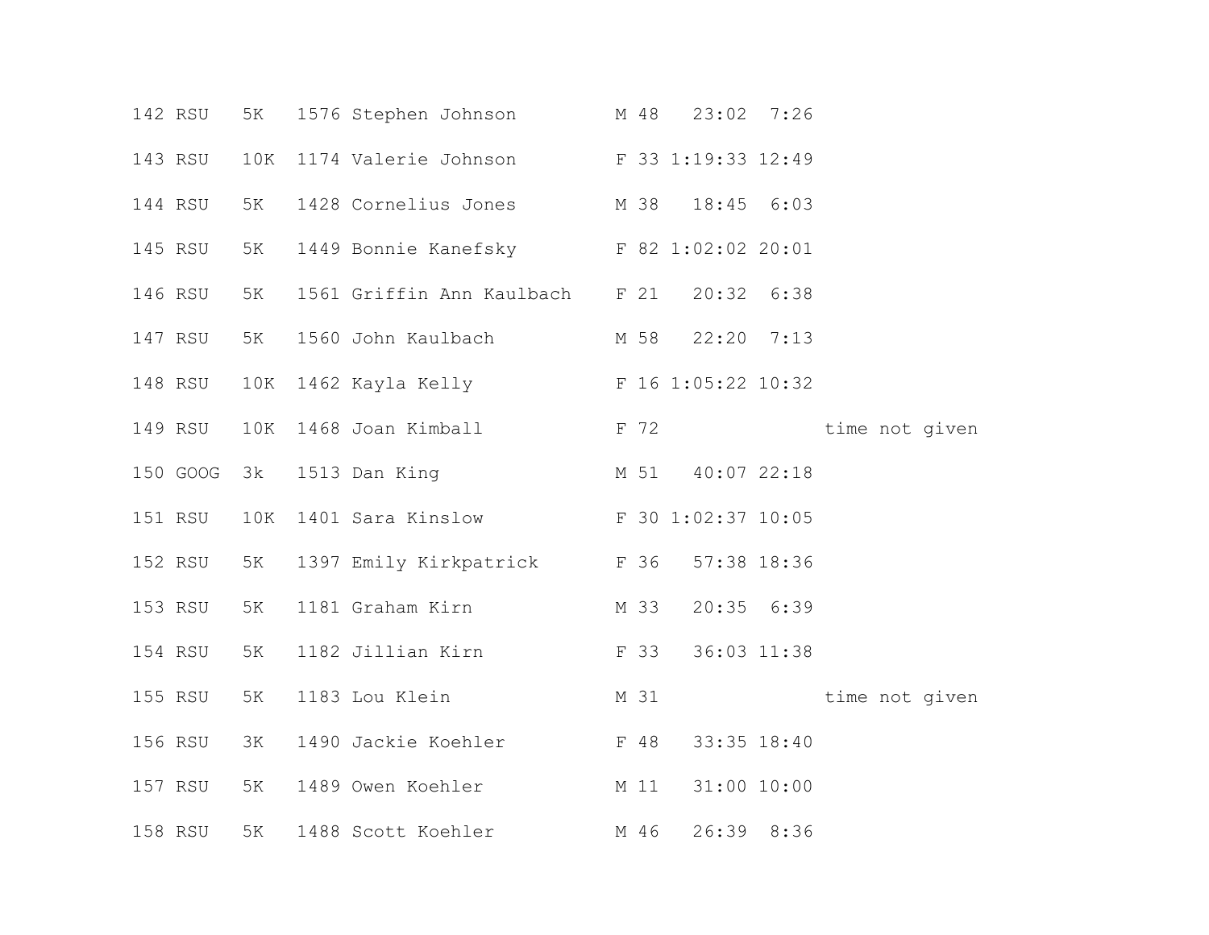| | | | | | | | | | |
|---|---|---|---|---|---|---|---|---|---|
| 142 | RSU | 5K | 1576 | Stephen Johnson | M | 48 | 23:02 | 7:26 | |
| 143 | RSU | 10K | 1174 | Valerie Johnson | F | 33 | 1:19:33 | 12:49 | |
| 144 | RSU | 5K | 1428 | Cornelius Jones | M | 38 | 18:45 | 6:03 | |
| 145 | RSU | 5K | 1449 | Bonnie Kanefsky | F | 82 | 1:02:02 | 20:01 | |
| 146 | RSU | 5K | 1561 | Griffin Ann Kaulbach | F | 21 | 20:32 | 6:38 | |
| 147 | RSU | 5K | 1560 | John Kaulbach | M | 58 | 22:20 | 7:13 | |
| 148 | RSU | 10K | 1462 | Kayla Kelly | F | 16 | 1:05:22 | 10:32 | |
| 149 | RSU | 10K | 1468 | Joan Kimball | F | 72 | | | time not given |
| 150 | GOOG | 3k | 1513 | Dan King | M | 51 | 40:07 | 22:18 | |
| 151 | RSU | 10K | 1401 | Sara Kinslow | F | 30 | 1:02:37 | 10:05 | |
| 152 | RSU | 5K | 1397 | Emily Kirkpatrick | F | 36 | 57:38 | 18:36 | |
| 153 | RSU | 5K | 1181 | Graham Kirn | M | 33 | 20:35 | 6:39 | |
| 154 | RSU | 5K | 1182 | Jillian Kirn | F | 33 | 36:03 | 11:38 | |
| 155 | RSU | 5K | 1183 | Lou Klein | M | 31 | | | time not given |
| 156 | RSU | 3K | 1490 | Jackie Koehler | F | 48 | 33:35 | 18:40 | |
| 157 | RSU | 5K | 1489 | Owen Koehler | M | 11 | 31:00 | 10:00 | |
| 158 | RSU | 5K | 1488 | Scott Koehler | M | 46 | 26:39 | 8:36 | |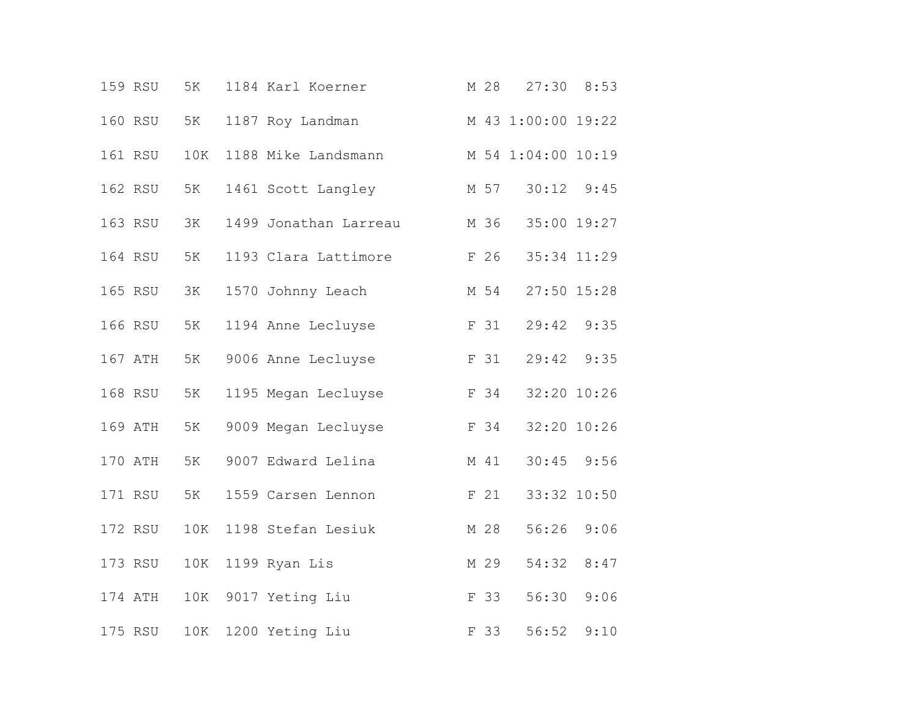```
159 RSU   5K   1184 Karl Koerner           M 28   27:30  8:53
160 RSU   5K   1187 Roy Landman            M 43 1:00:00 19:22
161 RSU   10K  1188 Mike Landsmann         M 54 1:04:00 10:19
162 RSU   5K   1461 Scott Langley          M 57   30:12  9:45
163 RSU   3K   1499 Jonathan Larreau       M 36   35:00 19:27
164 RSU   5K   1193 Clara Lattimore        F 26   35:34 11:29
165 RSU   3K   1570 Johnny Leach           M 54   27:50 15:28
166 RSU   5K   1194 Anne Lecluyse          F 31   29:42  9:35
167 ATH   5K   9006 Anne Lecluyse          F 31   29:42  9:35
168 RSU   5K   1195 Megan Lecluyse         F 34   32:20 10:26
169 ATH   5K   9009 Megan Lecluyse         F 34   32:20 10:26
170 ATH   5K   9007 Edward Lelina          M 41   30:45  9:56
171 RSU   5K   1559 Carsen Lennon          F 21   33:32 10:50
172 RSU   10K  1198 Stefan Lesiuk          M 28   56:26  9:06
173 RSU   10K  1199 Ryan Lis               M 29   54:32  8:47
174 ATH   10K  9017 Yeting Liu             F 33   56:30  9:06
175 RSU   10K  1200 Yeting Liu             F 33   56:52  9:10
```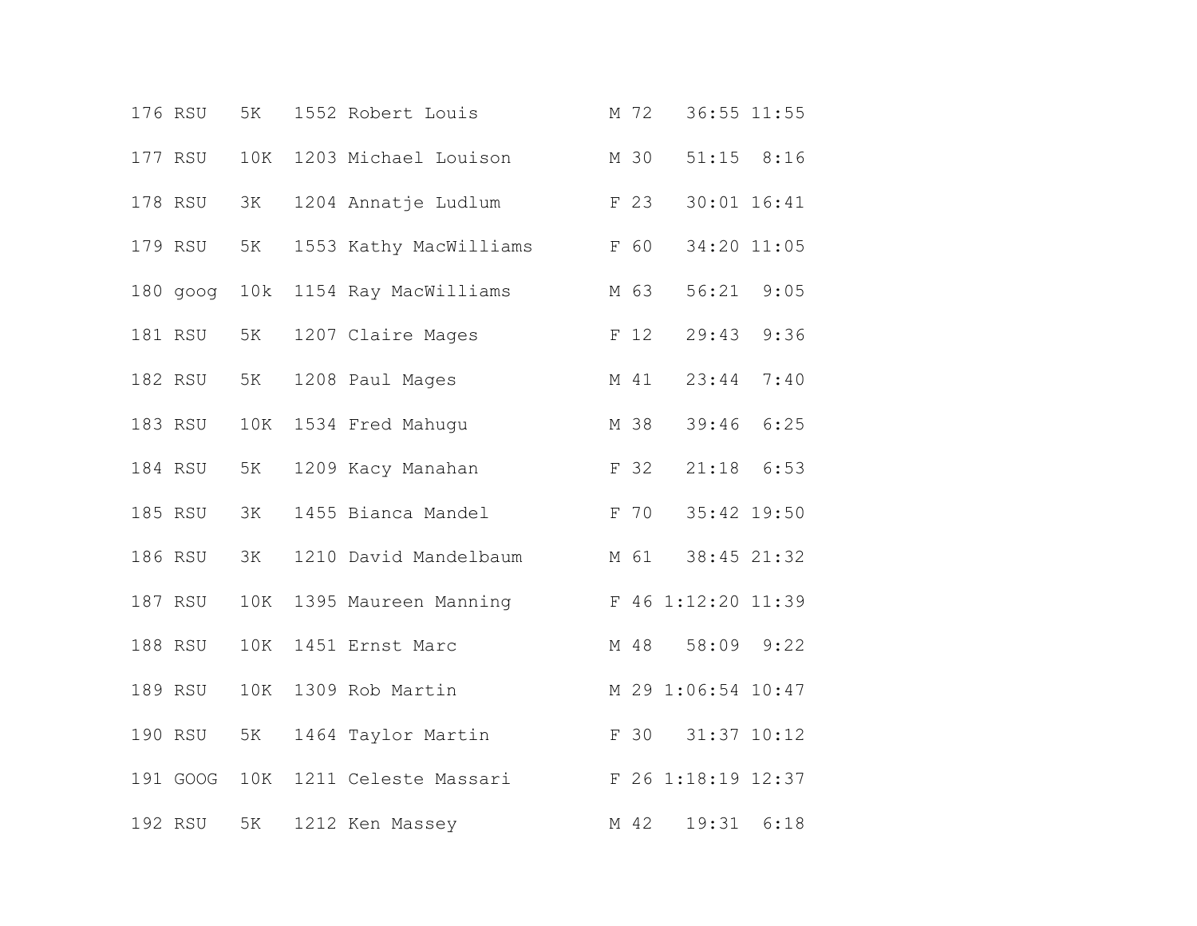```
176 RSU   5K   1552 Robert Louis            M 72   36:55 11:55
177 RSU   10K  1203 Michael Louison         M 30   51:15  8:16
178 RSU   3K   1204 Annatje Ludlum          F 23   30:01 16:41
179 RSU   5K   1553 Kathy MacWilliams       F 60   34:20 11:05
180 goog  10k  1154 Ray MacWilliams         M 63   56:21  9:05
181 RSU   5K   1207 Claire Mages            F 12   29:43  9:36
182 RSU   5K   1208 Paul Mages              M 41   23:44  7:40
183 RSU   10K  1534 Fred Mahugu             M 38   39:46  6:25
184 RSU   5K   1209 Kacy Manahan            F 32   21:18  6:53
185 RSU   3K   1455 Bianca Mandel           F 70   35:42 19:50
186 RSU   3K   1210 David Mandelbaum        M 61   38:45 21:32
187 RSU   10K  1395 Maureen Manning         F 46 1:12:20 11:39
188 RSU   10K  1451 Ernst Marc              M 48   58:09  9:22
189 RSU   10K  1309 Rob Martin              M 29 1:06:54 10:47
190 RSU   5K   1464 Taylor Martin           F 30   31:37 10:12
191 GOOG  10K  1211 Celeste Massari         F 26 1:18:19 12:37
192 RSU   5K   1212 Ken Massey              M 42   19:31  6:18
```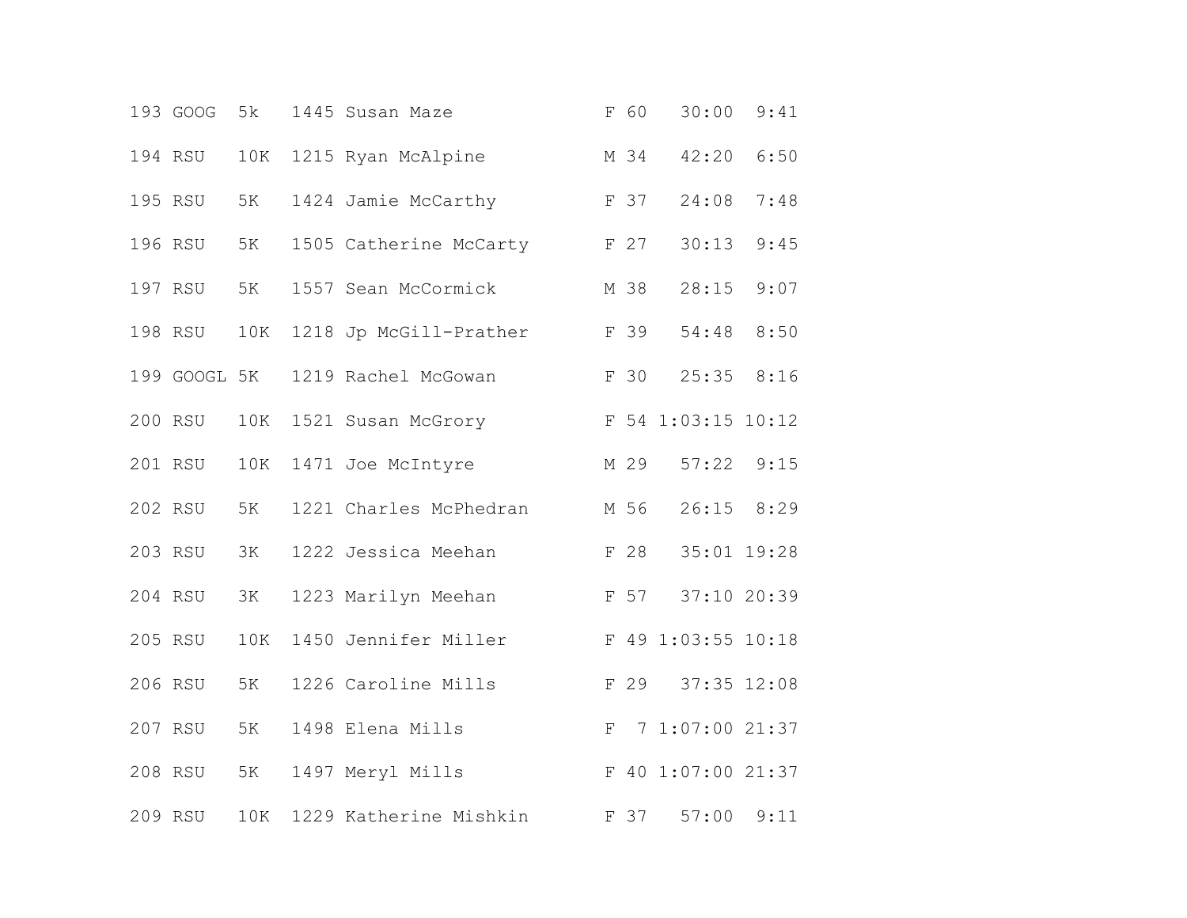```
193 GOOG  5k   1445 Susan Maze              F 60   30:00  9:41
194 RSU   10K  1215 Ryan McAlpine           M 34   42:20  6:50
195 RSU   5K   1424 Jamie McCarthy          F 37   24:08  7:48
196 RSU   5K   1505 Catherine McCarty       F 27   30:13  9:45
197 RSU   5K   1557 Sean McCormick          M 38   28:15  9:07
198 RSU   10K  1218 Jp McGill-Prather       F 39   54:48  8:50
199 GOOGL 5K   1219 Rachel McGowan          F 30   25:35  8:16
200 RSU   10K  1521 Susan McGrory           F 54 1:03:15 10:12
201 RSU   10K  1471 Joe McIntyre            M 29   57:22  9:15
202 RSU   5K   1221 Charles McPhedran       M 56   26:15  8:29
203 RSU   3K   1222 Jessica Meehan          F 28   35:01 19:28
204 RSU   3K   1223 Marilyn Meehan          F 57   37:10 20:39
205 RSU   10K  1450 Jennifer Miller         F 49 1:03:55 10:18
206 RSU   5K   1226 Caroline Mills          F 29   37:35 12:08
207 RSU   5K   1498 Elena Mills             F  7 1:07:00 21:37
208 RSU   5K   1497 Meryl Mills             F 40 1:07:00 21:37
209 RSU   10K  1229 Katherine Mishkin       F 37   57:00  9:11
```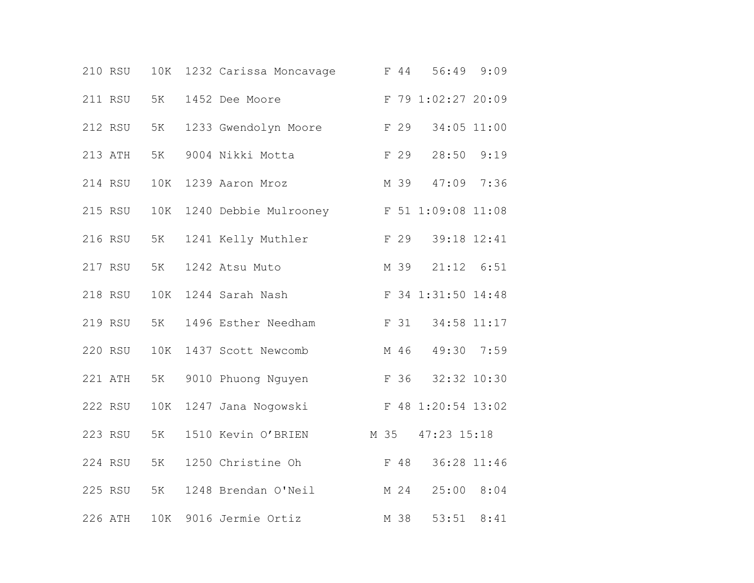| | | | | | | | | |
|---|---|---|---|---|---|---|---|---|
| 210 | RSU | 10K | 1232 | Carissa Moncavage | F | 44 | 56:49 | 9:09 |
| 211 | RSU | 5K | 1452 | Dee Moore | F | 79 | 1:02:27 | 20:09 |
| 212 | RSU | 5K | 1233 | Gwendolyn Moore | F | 29 | 34:05 | 11:00 |
| 213 | ATH | 5K | 9004 | Nikki Motta | F | 29 | 28:50 | 9:19 |
| 214 | RSU | 10K | 1239 | Aaron Mroz | M | 39 | 47:09 | 7:36 |
| 215 | RSU | 10K | 1240 | Debbie Mulrooney | F | 51 | 1:09:08 | 11:08 |
| 216 | RSU | 5K | 1241 | Kelly Muthler | F | 29 | 39:18 | 12:41 |
| 217 | RSU | 5K | 1242 | Atsu Muto | M | 39 | 21:12 | 6:51 |
| 218 | RSU | 10K | 1244 | Sarah Nash | F | 34 | 1:31:50 | 14:48 |
| 219 | RSU | 5K | 1496 | Esther Needham | F | 31 | 34:58 | 11:17 |
| 220 | RSU | 10K | 1437 | Scott Newcomb | M | 46 | 49:30 | 7:59 |
| 221 | ATH | 5K | 9010 | Phuong Nguyen | F | 36 | 32:32 | 10:30 |
| 222 | RSU | 10K | 1247 | Jana Nogowski | F | 48 | 1:20:54 | 13:02 |
| 223 | RSU | 5K | 1510 | Kevin O’BRIEN | M | 35 | 47:23 | 15:18 |
| 224 | RSU | 5K | 1250 | Christine Oh | F | 48 | 36:28 | 11:46 |
| 225 | RSU | 5K | 1248 | Brendan O'Neil | M | 24 | 25:00 | 8:04 |
| 226 | ATH | 10K | 9016 | Jermie Ortiz | M | 38 | 53:51 | 8:41 |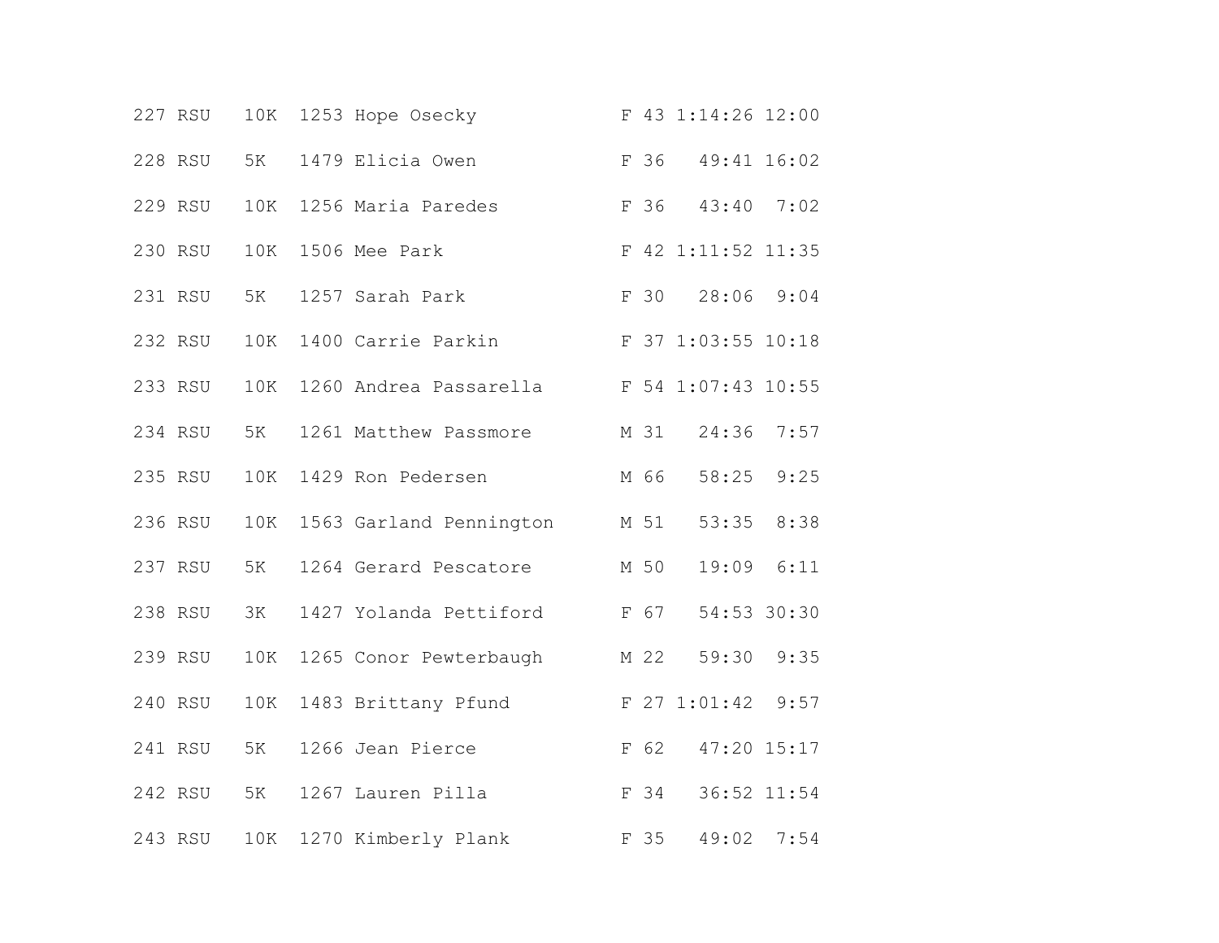```
227 RSU   10K  1253 Hope Osecky            F 43 1:14:26 12:00
228 RSU   5K   1479 Elicia Owen            F 36   49:41 16:02
229 RSU   10K  1256 Maria Paredes          F 36   43:40  7:02
230 RSU   10K  1506 Mee Park               F 42 1:11:52 11:35
231 RSU   5K   1257 Sarah Park             F 30   28:06  9:04
232 RSU   10K  1400 Carrie Parkin          F 37 1:03:55 10:18
233 RSU   10K  1260 Andrea Passarella      F 54 1:07:43 10:55
234 RSU   5K   1261 Matthew Passmore       M 31   24:36  7:57
235 RSU   10K  1429 Ron Pedersen           M 66   58:25  9:25
236 RSU   10K  1563 Garland Pennington     M 51   53:35  8:38
237 RSU   5K   1264 Gerard Pescatore       M 50   19:09  6:11
238 RSU   3K   1427 Yolanda Pettiford      F 67   54:53 30:30
239 RSU   10K  1265 Conor Pewterbaugh      M 22   59:30  9:35
240 RSU   10K  1483 Brittany Pfund         F 27 1:01:42  9:57
241 RSU   5K   1266 Jean Pierce            F 62   47:20 15:17
242 RSU   5K   1267 Lauren Pilla           F 34   36:52 11:54
243 RSU   10K  1270 Kimberly Plank         F 35   49:02  7:54
```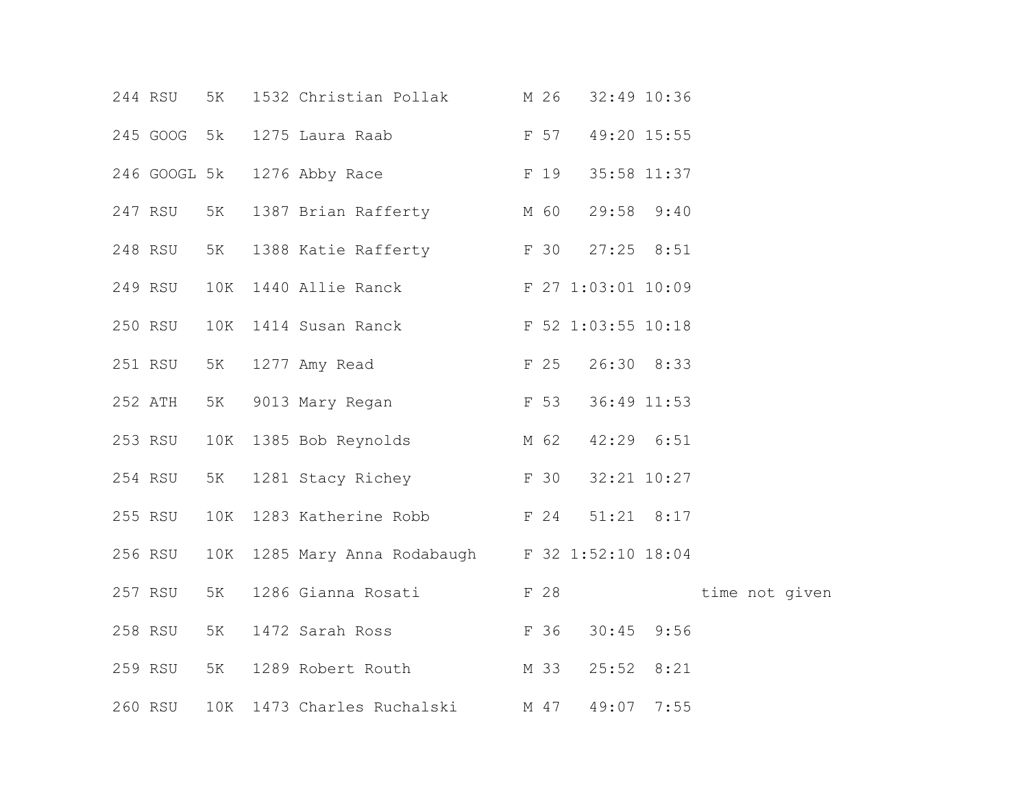```
244 RSU   5K   1532 Christian Pollak        M 26   32:49 10:36

245 GOOG  5k   1275 Laura Raab              F 57   49:20 15:55

246 GOOGL 5k   1276 Abby Race               F 19   35:58 11:37

247 RSU   5K   1387 Brian Rafferty          M 60   29:58  9:40

248 RSU   5K   1388 Katie Rafferty          F 30   27:25  8:51

249 RSU   10K  1440 Allie Ranck             F 27 1:03:01 10:09

250 RSU   10K  1414 Susan Ranck             F 52 1:03:55 10:18

251 RSU   5K   1277 Amy Read                F 25   26:30  8:33

252 ATH   5K   9013 Mary Regan              F 53   36:49 11:53

253 RSU   10K  1385 Bob Reynolds            M 62   42:29  6:51

254 RSU   5K   1281 Stacy Richey            F 30   32:21 10:27

255 RSU   10K  1283 Katherine Robb          F 24   51:21  8:17

256 RSU   10K  1285 Mary Anna Rodabaugh     F 32 1:52:10 18:04

257 RSU   5K   1286 Gianna Rosati           F 28                time not given

258 RSU   5K   1472 Sarah Ross              F 36   30:45  9:56

259 RSU   5K   1289 Robert Routh            M 33   25:52  8:21

260 RSU   10K  1473 Charles Ruchalski       M 47   49:07  7:55
```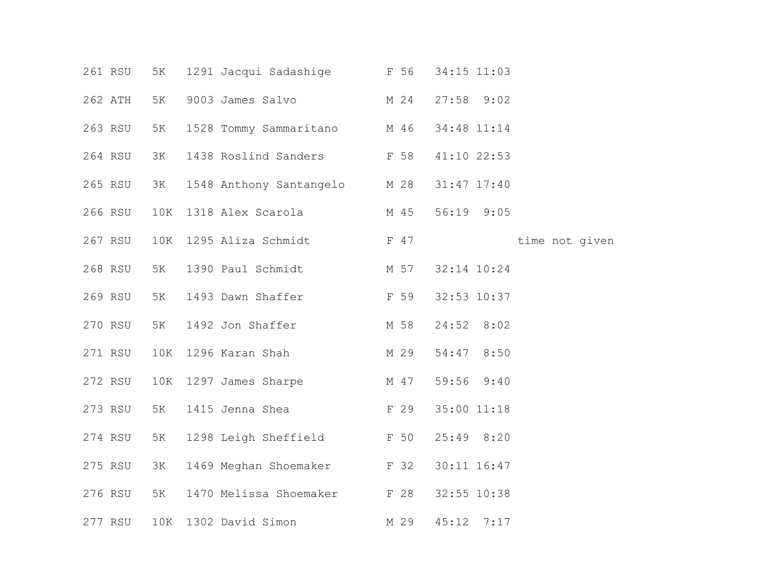| | | | | | | | | | |
|---|---|---|---|---|---|---|---|---|---|
| 261 | RSU | 5K | 1291 | Jacqui Sadashige | F | 56 | 34:15 | 11:03 | |
| 262 | ATH | 5K | 9003 | James Salvo | M | 24 | 27:58 | 9:02 | |
| 263 | RSU | 5K | 1528 | Tommy Sammaritano | M | 46 | 34:48 | 11:14 | |
| 264 | RSU | 3K | 1438 | Roslind Sanders | F | 58 | 41:10 | 22:53 | |
| 265 | RSU | 3K | 1548 | Anthony Santangelo | M | 28 | 31:47 | 17:40 | |
| 266 | RSU | 10K | 1318 | Alex Scarola | M | 45 | 56:19 | 9:05 | |
| 267 | RSU | 10K | 1295 | Aliza Schmidt | F | 47 | | | time not given |
| 268 | RSU | 5K | 1390 | Paul Schmidt | M | 57 | 32:14 | 10:24 | |
| 269 | RSU | 5K | 1493 | Dawn Shaffer | F | 59 | 32:53 | 10:37 | |
| 270 | RSU | 5K | 1492 | Jon Shaffer | M | 58 | 24:52 | 8:02 | |
| 271 | RSU | 10K | 1296 | Karan Shah | M | 29 | 54:47 | 8:50 | |
| 272 | RSU | 10K | 1297 | James Sharpe | M | 47 | 59:56 | 9:40 | |
| 273 | RSU | 5K | 1415 | Jenna Shea | F | 29 | 35:00 | 11:18 | |
| 274 | RSU | 5K | 1298 | Leigh Sheffield | F | 50 | 25:49 | 8:20 | |
| 275 | RSU | 3K | 1469 | Meghan Shoemaker | F | 32 | 30:11 | 16:47 | |
| 276 | RSU | 5K | 1470 | Melissa Shoemaker | F | 28 | 32:55 | 10:38 | |
| 277 | RSU | 10K | 1302 | David Simon | M | 29 | 45:12 | 7:17 | |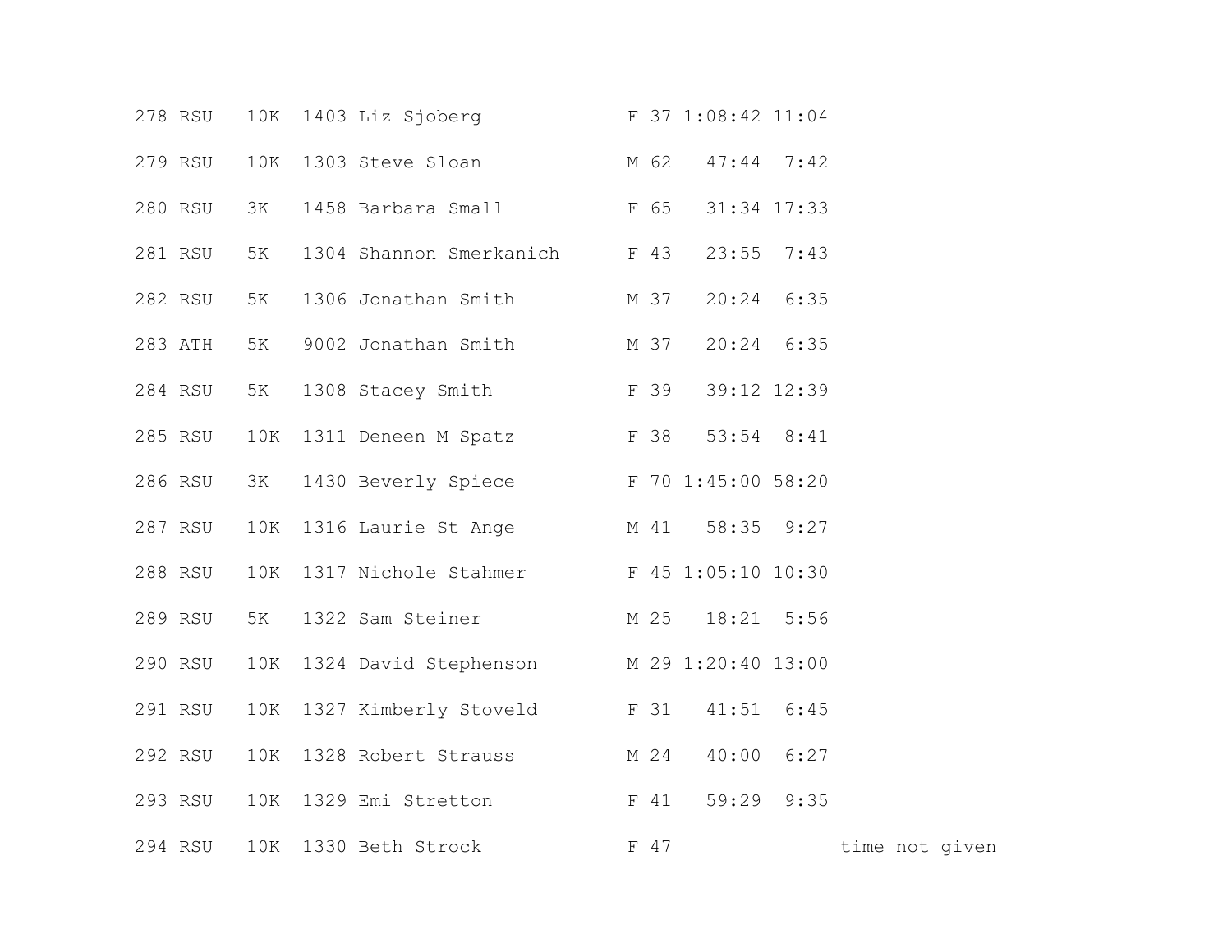| | | | | | | | | | |
|---|---|---|---|---|---|---|---|---|---|
| 278 | RSU | 10K | 1403 | Liz Sjoberg | F | 37 | 1:08:42 | 11:04 | |
| 279 | RSU | 10K | 1303 | Steve Sloan | M | 62 | 47:44 | 7:42 | |
| 280 | RSU | 3K | 1458 | Barbara Small | F | 65 | 31:34 | 17:33 | |
| 281 | RSU | 5K | 1304 | Shannon Smerkanich | F | 43 | 23:55 | 7:43 | |
| 282 | RSU | 5K | 1306 | Jonathan Smith | M | 37 | 20:24 | 6:35 | |
| 283 | ATH | 5K | 9002 | Jonathan Smith | M | 37 | 20:24 | 6:35 | |
| 284 | RSU | 5K | 1308 | Stacey Smith | F | 39 | 39:12 | 12:39 | |
| 285 | RSU | 10K | 1311 | Deneen M Spatz | F | 38 | 53:54 | 8:41 | |
| 286 | RSU | 3K | 1430 | Beverly Spiece | F | 70 | 1:45:00 | 58:20 | |
| 287 | RSU | 10K | 1316 | Laurie St Ange | M | 41 | 58:35 | 9:27 | |
| 288 | RSU | 10K | 1317 | Nichole Stahmer | F | 45 | 1:05:10 | 10:30 | |
| 289 | RSU | 5K | 1322 | Sam Steiner | M | 25 | 18:21 | 5:56 | |
| 290 | RSU | 10K | 1324 | David Stephenson | M | 29 | 1:20:40 | 13:00 | |
| 291 | RSU | 10K | 1327 | Kimberly Stoveld | F | 31 | 41:51 | 6:45 | |
| 292 | RSU | 10K | 1328 | Robert Strauss | M | 24 | 40:00 | 6:27 | |
| 293 | RSU | 10K | 1329 | Emi Stretton | F | 41 | 59:29 | 9:35 | |
| 294 | RSU | 10K | 1330 | Beth Strock | F | 47 | | | time not given |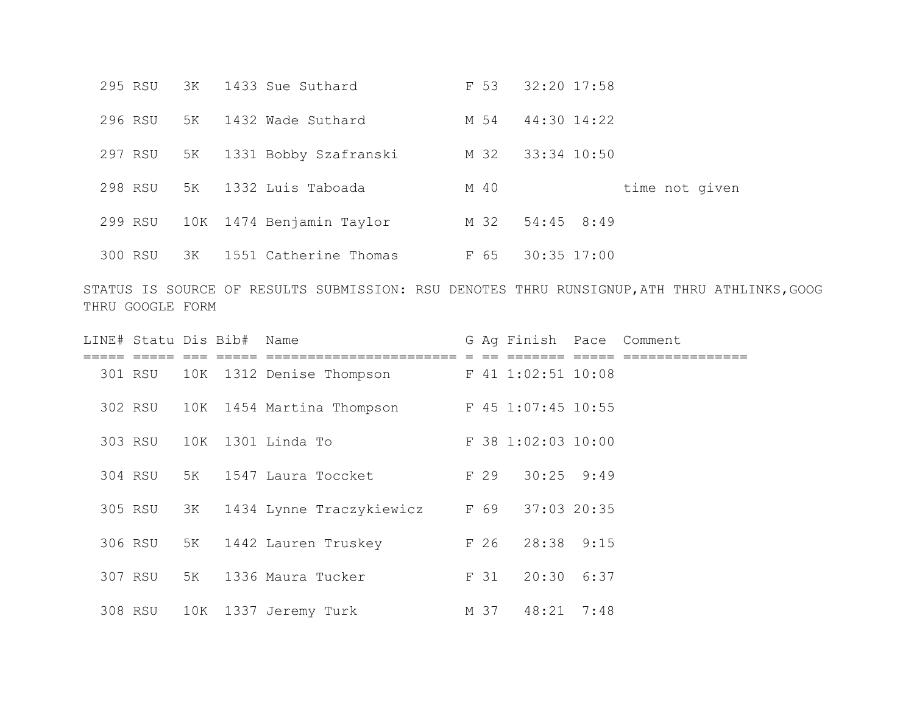| LINE# | Statu | Dis | Bib# | Name | G | Ag | Finish | Pace | Comment |
|---|---|---|---|---|---|---|---|---|---|
| 295 | RSU | 3K | 1433 | Sue Suthard | F | 53 | 32:20 | 17:58 | |
| 296 | RSU | 5K | 1432 | Wade Suthard | M | 54 | 44:30 | 14:22 | |
| 297 | RSU | 5K | 1331 | Bobby Szafranski | M | 32 | 33:34 | 10:50 | |
| 298 | RSU | 5K | 1332 | Luis Taboada | M | 40 | | | time not given |
| 299 | RSU | 10K | 1474 | Benjamin Taylor | M | 32 | 54:45 | 8:49 | |
| 300 | RSU | 3K | 1551 | Catherine Thomas | F | 65 | 30:35 | 17:00 | |

STATUS IS SOURCE OF RESULTS SUBMISSION: RSU DENOTES THRU RUNSIGNUP,ATH THRU ATHLINKS,GOOG THRU GOOGLE FORM

| LINE# | Statu | Dis | Bib# | Name | G | Ag | Finish | Pace | Comment |
|---|---|---|---|---|---|---|---|---|---|
| 301 | RSU | 10K | 1312 | Denise Thompson | F | 41 | 1:02:51 | 10:08 | |
| 302 | RSU | 10K | 1454 | Martina Thompson | F | 45 | 1:07:45 | 10:55 | |
| 303 | RSU | 10K | 1301 | Linda To | F | 38 | 1:02:03 | 10:00 | |
| 304 | RSU | 5K | 1547 | Laura Toccket | F | 29 | 30:25 | 9:49 | |
| 305 | RSU | 3K | 1434 | Lynne Traczykiewicz | F | 69 | 37:03 | 20:35 | |
| 306 | RSU | 5K | 1442 | Lauren Truskey | F | 26 | 28:38 | 9:15 | |
| 307 | RSU | 5K | 1336 | Maura Tucker | F | 31 | 20:30 | 6:37 | |
| 308 | RSU | 10K | 1337 | Jeremy Turk | M | 37 | 48:21 | 7:48 | |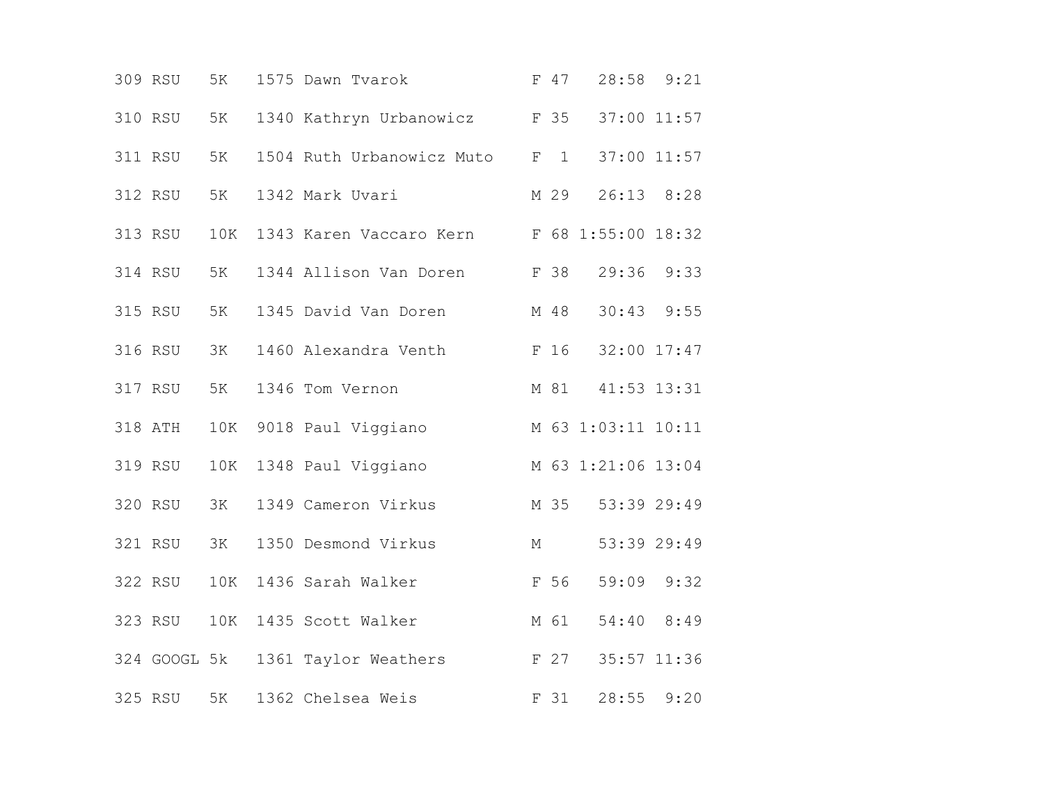| | | | | | | | | |
|---|---|---|---|---|---|---|---|---|
| 309 | RSU | 5K | 1575 | Dawn Tvarok | F | 47 | 28:58 | 9:21 |
| 310 | RSU | 5K | 1340 | Kathryn Urbanowicz | F | 35 | 37:00 | 11:57 |
| 311 | RSU | 5K | 1504 | Ruth Urbanowicz Muto | F | 1 | 37:00 | 11:57 |
| 312 | RSU | 5K | 1342 | Mark Uvari | M | 29 | 26:13 | 8:28 |
| 313 | RSU | 10K | 1343 | Karen Vaccaro Kern | F | 68 | 1:55:00 | 18:32 |
| 314 | RSU | 5K | 1344 | Allison Van Doren | F | 38 | 29:36 | 9:33 |
| 315 | RSU | 5K | 1345 | David Van Doren | M | 48 | 30:43 | 9:55 |
| 316 | RSU | 3K | 1460 | Alexandra Venth | F | 16 | 32:00 | 17:47 |
| 317 | RSU | 5K | 1346 | Tom Vernon | M | 81 | 41:53 | 13:31 |
| 318 | ATH | 10K | 9018 | Paul Viggiano | M | 63 | 1:03:11 | 10:11 |
| 319 | RSU | 10K | 1348 | Paul Viggiano | M | 63 | 1:21:06 | 13:04 |
| 320 | RSU | 3K | 1349 | Cameron Virkus | M | 35 | 53:39 | 29:49 |
| 321 | RSU | 3K | 1350 | Desmond Virkus | M | | 53:39 | 29:49 |
| 322 | RSU | 10K | 1436 | Sarah Walker | F | 56 | 59:09 | 9:32 |
| 323 | RSU | 10K | 1435 | Scott Walker | M | 61 | 54:40 | 8:49 |
| 324 | GOOGL | 5k | 1361 | Taylor Weathers | F | 27 | 35:57 | 11:36 |
| 325 | RSU | 5K | 1362 | Chelsea Weis | F | 31 | 28:55 | 9:20 |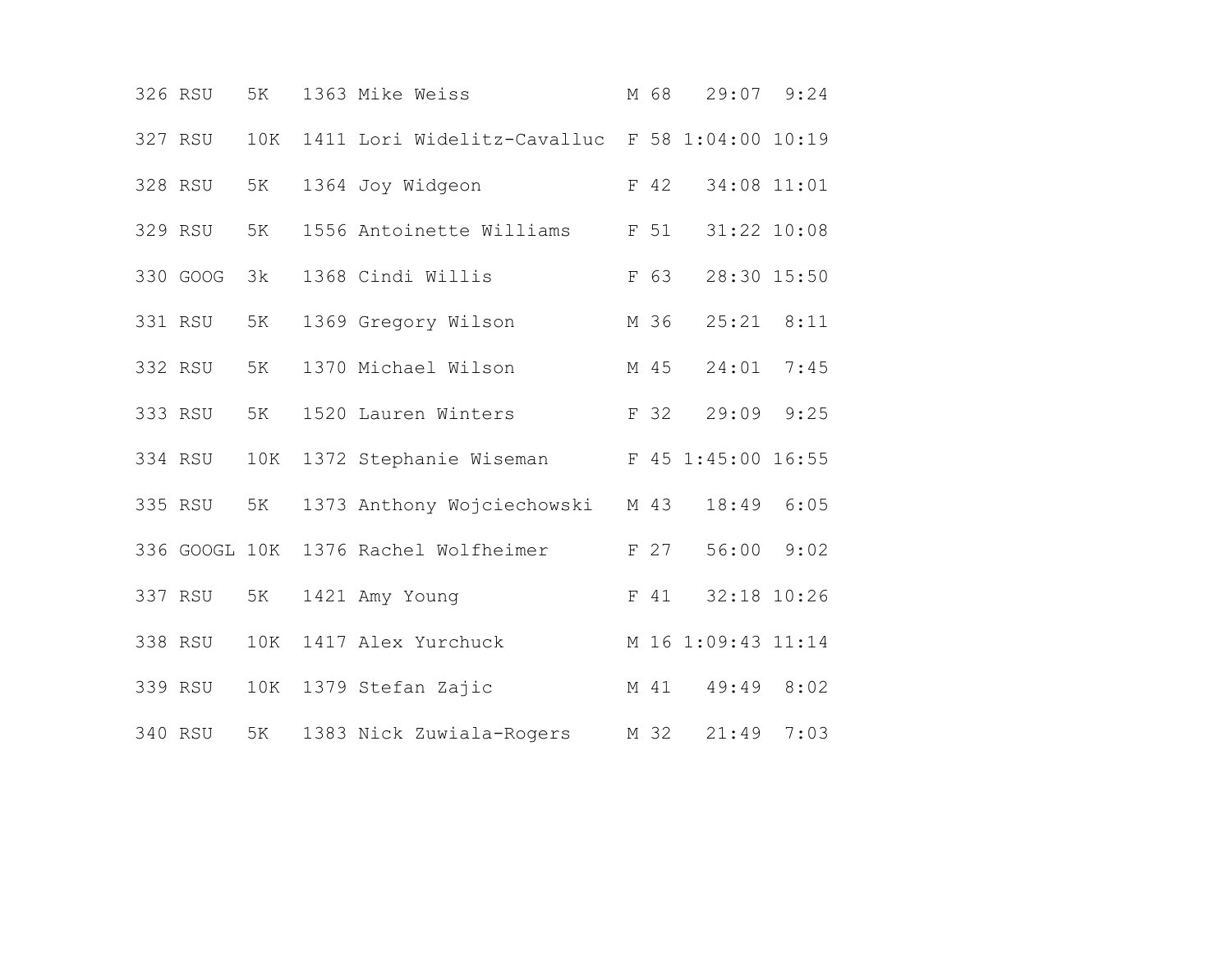| | | | | | | | | |
|---|---|---|---|---|---|---|---|---|
| 326 | RSU | 5K | 1363 | Mike Weiss | M | 68 | 29:07 | 9:24 |
| 327 | RSU | 10K | 1411 | Lori Widelitz-Cavalluc | F | 58 | 1:04:00 | 10:19 |
| 328 | RSU | 5K | 1364 | Joy Widgeon | F | 42 | 34:08 | 11:01 |
| 329 | RSU | 5K | 1556 | Antoinette Williams | F | 51 | 31:22 | 10:08 |
| 330 | GOOG | 3k | 1368 | Cindi Willis | F | 63 | 28:30 | 15:50 |
| 331 | RSU | 5K | 1369 | Gregory Wilson | M | 36 | 25:21 | 8:11 |
| 332 | RSU | 5K | 1370 | Michael Wilson | M | 45 | 24:01 | 7:45 |
| 333 | RSU | 5K | 1520 | Lauren Winters | F | 32 | 29:09 | 9:25 |
| 334 | RSU | 10K | 1372 | Stephanie Wiseman | F | 45 | 1:45:00 | 16:55 |
| 335 | RSU | 5K | 1373 | Anthony Wojciechowski | M | 43 | 18:49 | 6:05 |
| 336 | GOOGL | 10K | 1376 | Rachel Wolfheimer | F | 27 | 56:00 | 9:02 |
| 337 | RSU | 5K | 1421 | Amy Young | F | 41 | 32:18 | 10:26 |
| 338 | RSU | 10K | 1417 | Alex Yurchuck | M | 16 | 1:09:43 | 11:14 |
| 339 | RSU | 10K | 1379 | Stefan Zajic | M | 41 | 49:49 | 8:02 |
| 340 | RSU | 5K | 1383 | Nick Zuwiala-Rogers | M | 32 | 21:49 | 7:03 |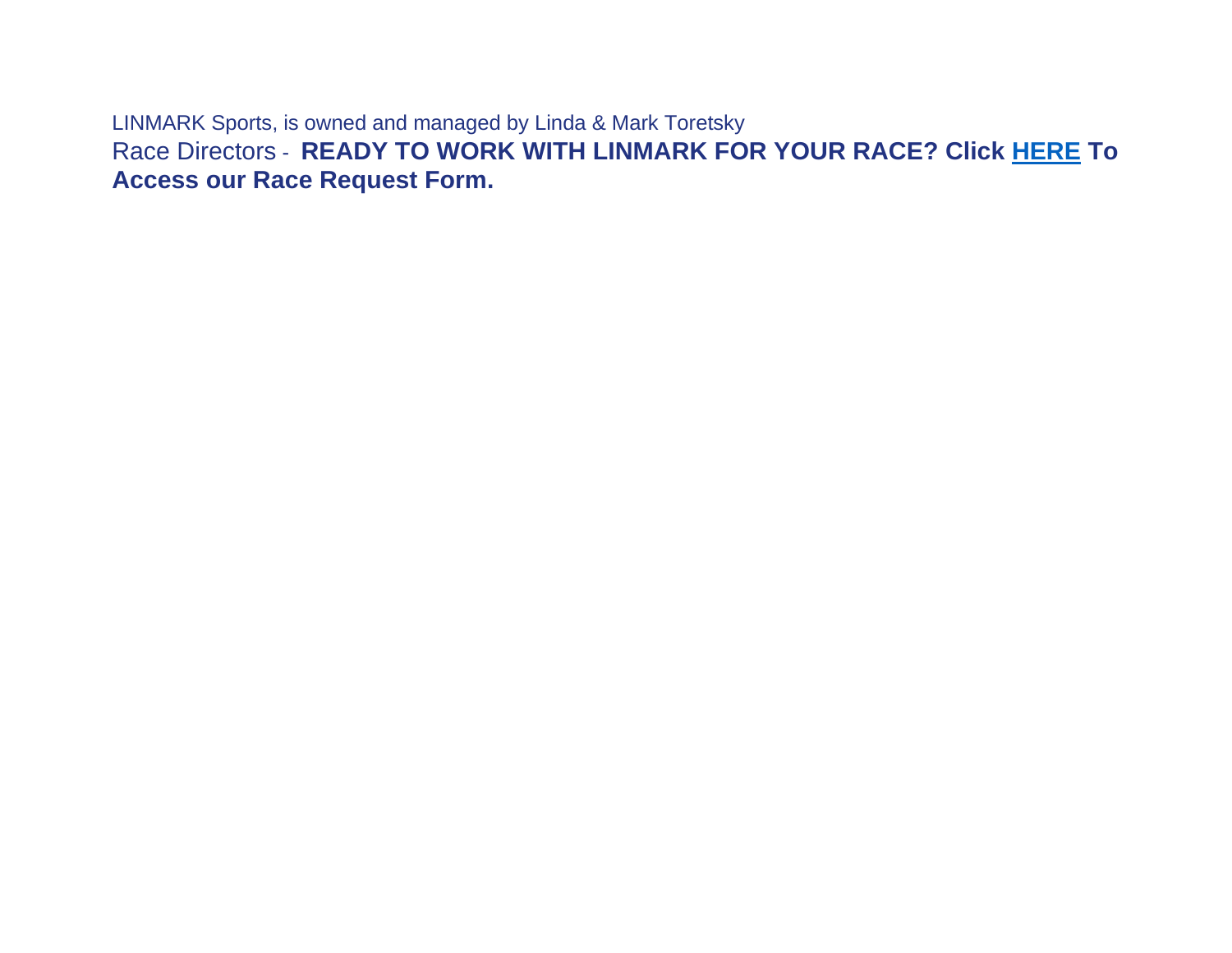LINMARK Sports, is owned and managed by Linda & Mark Toretsky

Race Directors - **READY TO WORK WITH LINMARK FOR YOUR RACE? Click HERE To Access our Race Request Form.**